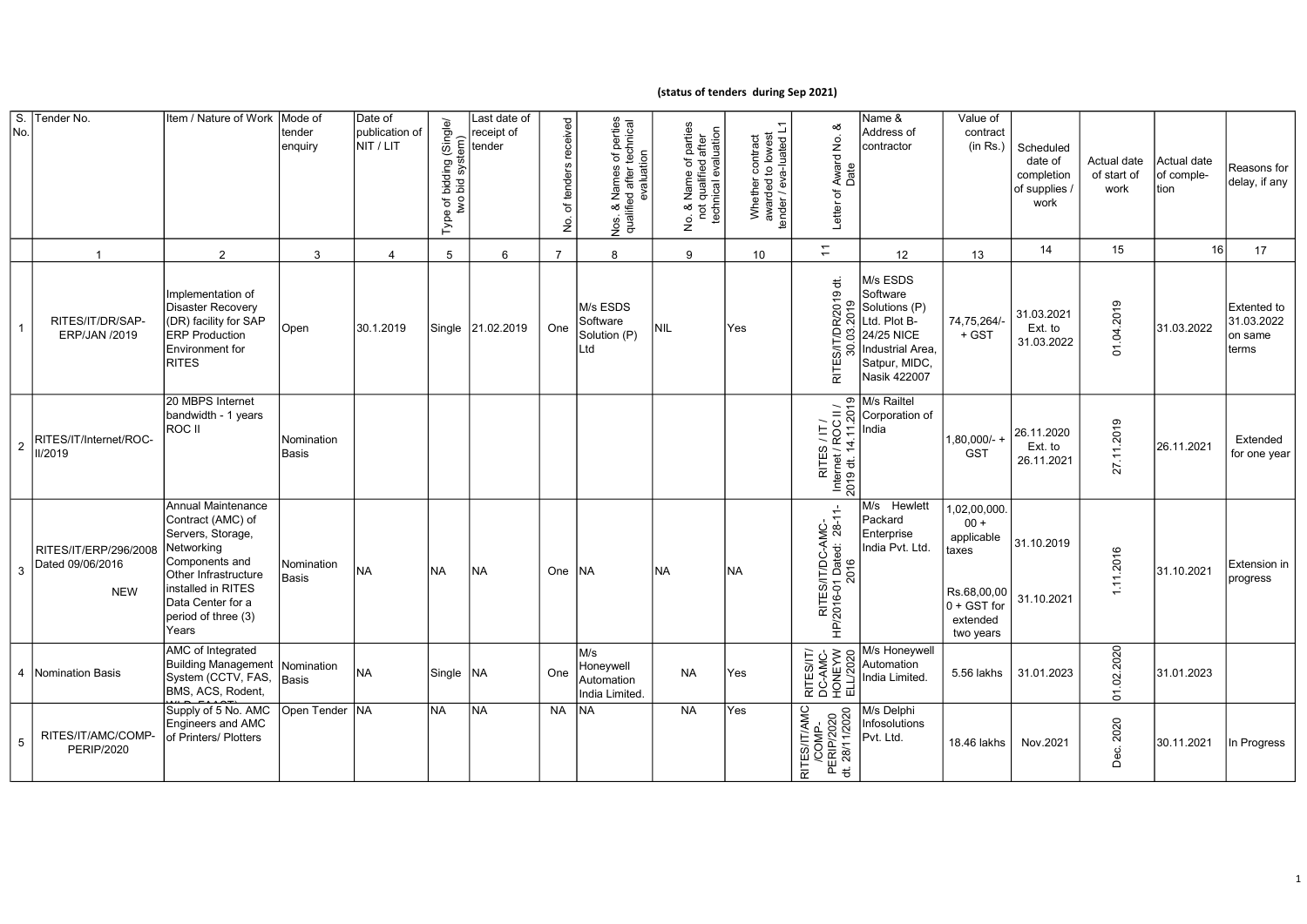**(status of tenders during Sep 2021)**

| S. No. | Tender No. | Item / Nature of Work | Mode of tender enquiry | Date of publication of NIT / LIT | Type of bidding (Single/ two bid system) | Last date of receipt of tender | No. of tenders received | Nos. & Names of perties qualified after technical evaluation | No. & Name of parties not qualified after technical evaluation | Whether contract awarded to lowest tender / eva-luated L1 | Letter of Award No. & Date | Name & Address of contractor | Value of contract (in Rs.) | Scheduled date of completion of supplies / work | Actual date of start of work | Actual date of comple-tion | Reasons for delay, if any |
|---|---|---|---|---|---|---|---|---|---|---|---|---|---|---|---|---|---|
| 1 | 2 | 3 | 4 | 5 | 6 | 7 | 8 | 9 | 10 | 11 | 12 | 13 | 14 | 15 | 16 | 17 | |
| 1 | RITES/IT/DR/SAP-ERP/JAN /2019 | Implementation of Disaster Recovery (DR) facility for SAP ERP Production Environment for RITES | Open | 30.1.2019 | Single | 21.02.2019 | One | M/s ESDS Software Solution (P) Ltd | NIL | Yes | RITES/IT/DR/2019 dt. 30.03.2019 | M/s ESDS Software Solutions (P) Ltd. Plot B-24/25 NICE Industrial Area, Satpur, MIDC, Nasik 422007 | 74,75,264/- + GST | 31.03.2021 Ext. to 31.03.2022 | 01.04.2019 | 31.03.2022 | Extented to 31.03.2022 on same terms |
| 2 | RITES/IT/Internet/ROC-II/2019 | 20 MBPS Internet bandwidth - 1 years ROC II | Nomination Basis | | | | | | | | RITES / IT / Internet / ROC II / 2019 dt. 14.11.2019 | M/s Railtel Corporation of India | 1,80,000/- + GST | 26.11.2020 Ext. to 26.11.2021 | 27.11.2019 | 26.11.2021 | Extended for one year |
| 3 | RITES/IT/ERP/296/2008 Dated 09/06/2016 NEW | Annual Maintenance Contract (AMC) of Servers, Storage, Networking Components and Other Infrastructure installed in RITES Data Center for a period of three (3) Years | Nomination Basis | NA | NA | NA | One | NA | NA | NA | RITES/IT/DC-AMC-HP/2016-01 Dated: 28-11-2016 | M/s Hewlett Packard Enterprise India Pvt. Ltd. | 1,02,00,000.00 + applicable taxes<br>Rs.68,00,000 + GST for extended two years | 31.10.2019<br>31.10.2021 | 1.11.2016 | 31.10.2021 | Extension in progress |
| 4 | Nomination Basis | AMC of Integrated Building Management System (CCTV, FAS, BMS, ACS, Rodent, WLD, FAAST) | Nomination Basis | NA | Single | NA | One | M/s Honeywell Automation India Limited. | NA | Yes | RITES/IT/ DC-AMC-HONEYWELL/2020 | M/s Honeywell Automation India Limited. | 5.56 lakhs | 31.01.2023 | 01.02.2020 | 31.01.2023 | |
| 5 | RITES/IT/AMC/COMP-PERIP/2020 | Supply of 5 No. AMC Engineers and AMC of Printers/ Plotters | Open Tender | NA | NA | NA | NA | NA | NA | Yes | RITES/IT/AMC /COMP-PERIP/2020 dt. 28/11/2020 | M/s Delphi Infosolutions Pvt. Ltd. | 18.46 lakhs | Nov.2021 | Dec. 2020 | 30.11.2021 | In Progress |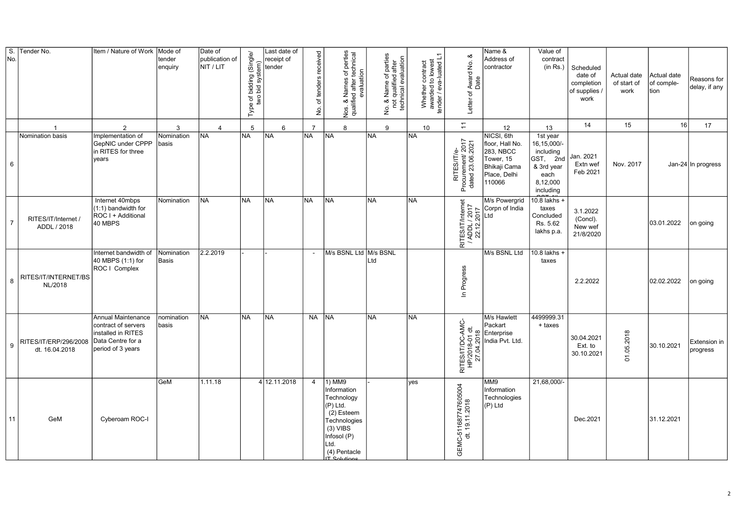| S. No. | Tender No. | Item / Nature of Work | Mode of tender enquiry | Date of publication of NIT / LIT | Type of bidding (Single/ two bid system) | Last date of receipt of tender | No. of tenders received | Nos. & Names of perties qualified after technical evaluation | No. & Name of parties not qualified after technical evaluation | Whether contract awarded to lowest tender / eva-luated L1 | Letter of Award No. & Date | Name & Address of contractor | Value of contract (in Rs.) | Scheduled date of completion of supplies / work | Actual date of start of work | Actual date of comple-tion | Reasons for delay, if any |
|---|---|---|---|---|---|---|---|---|---|---|---|---|---|---|---|---|---|
| | 1 | 2 | 3 | 4 | 5 | 6 | 7 | 8 | 9 | 10 | 11 | 12 | 13 | 14 | 15 | 16 | 17 |
| 6 | Nomination basis | Implementation of GepNIC under CPPP in RITES for three years | Nomination basis | NA | NA | NA | NA | NA | NA | NA | RITES/IT/e-Procurement/ 2017 dated 23.06.2021 | NICSI, 6th floor, Hall No. 283, NBCC Tower, 15 Bhikaji Cama Place, Delhi 110066 | 1st year 16,15,000/- including GST, 2nd & 3rd year each 8,12,000 including GST 4th | Jan. 2021 Extn wef Feb 2021 | Nov. 2017 | Jan-24 | In progress |
| 7 | RITES/IT/Internet / ADDL / 2018 | Internet 40mbps (1:1) bandwidth for ROC I + Additional 40 MBPS | Nomination | NA | NA | NA | NA | NA | NA | NA | RITES/IT/Internet / ADDL / 2017 22.12.2017 | M/s Powergrid Corpn of India Ltd | 10.8 lakhs + taxes Concluded Rs. 5.62 lakhs p.a. | 3.1.2022 (Concl). New wef 21/8/2020 | | 03.01.2022 | on going |
| 8 | RITES/IT/INTERNET/BSNL/2018 | Internet bandwidth of 40 MBPS (1:1) for ROC I Complex | Nomination Basis | 2.2.2019 | - | - | - | M/s BSNL Ltd | M/s BSNL Ltd | | In Progress | M/s BSNL Ltd | 10.8 lakhs + taxes | 2.2.2022 | | 02.02.2022 | on going |
| 9 | RITES/IT/ERP/296/2008 dt. 16.04.2018 | Annual Maintenance contract of servers installed in RITES Data Centre for a period of 3 years | nomination basis | NA | NA | NA | NA | NA | NA | NA | RITES/IT/DC-AMC-HP/2018-01 dt. 27.04.2018 | M/s Hawlett Packart Enterprise India Pvt. Ltd. | 4499999.31 + taxes | 30.04.2021 Ext. to 30.10.2021 | 01.05.2018 | 30.10.2021 | Extension in progress |
| 11 | GeM | Cyberoam ROC-I | GeM | 1.11.18 | 4 | 12.11.2018 | 4 | 1) MM9 Information Technology (P) Ltd. (2) Esteem Technologies (3) VIBS Infosol (P) Ltd. (4) Pentacle IT Solutions | - | yes | GEMC-511687747605004 dt. 19.11.2018 | MM9 Information Technologies (P) Ltd | 21,68,000/- | Dec.2021 | | 31.12.2021 | |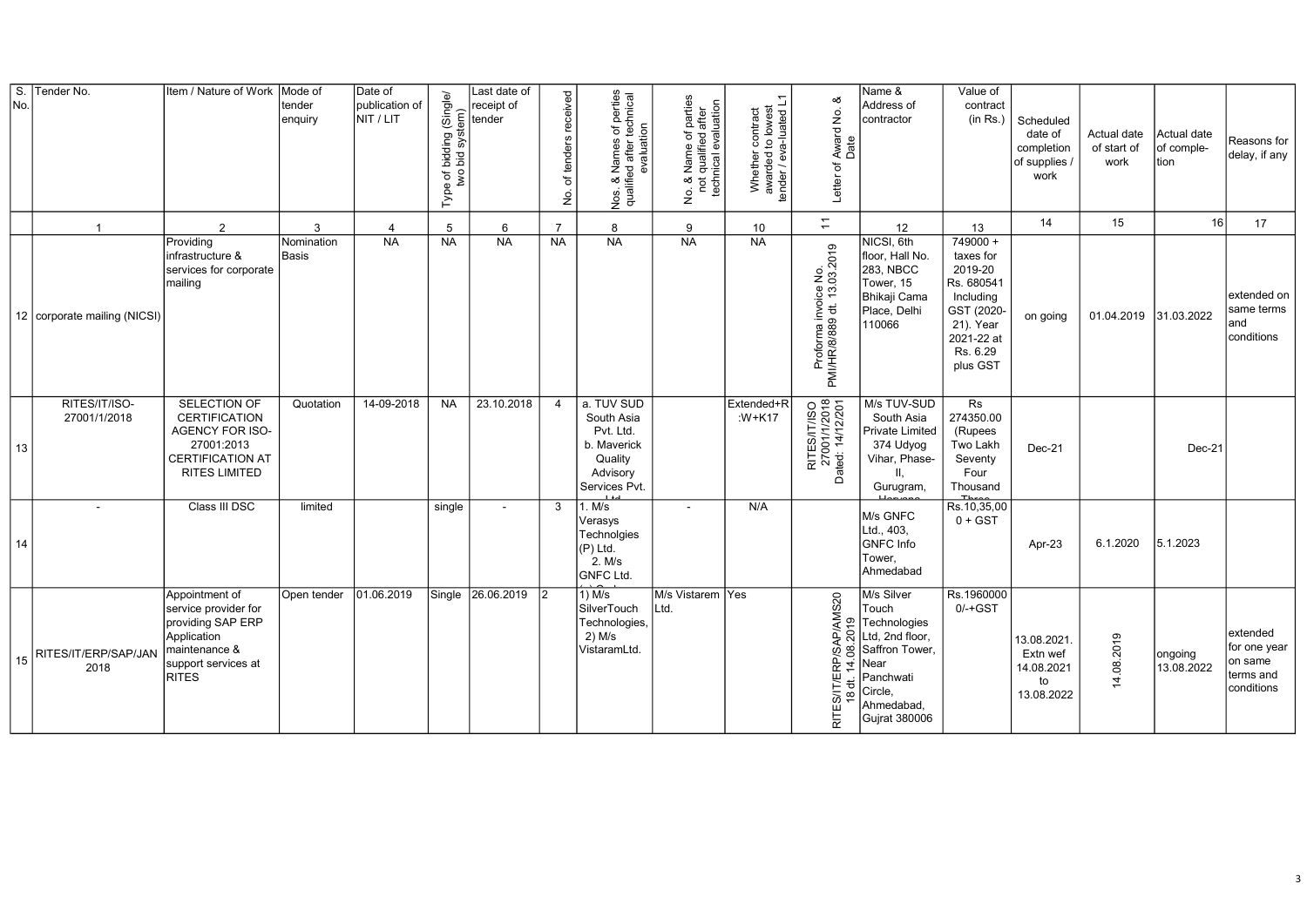| S. No. | Tender No. | Item / Nature of Work | Mode of tender enquiry | Date of publication of NIT / LIT | Type of bidding (Single/ two bid system) | Last date of receipt of tender | No. of tenders received | Nos. & Names of perties qualified after technical evaluation | No. & Name of parties not qualified after technical evaluation | Whether contract awarded to lowest tender / eva-luated L1 | Letter of Award No. & Date | Name & Address of contractor | Value of contract (in Rs.) | Scheduled date of completion of supplies / work | Actual date of start of work | Actual date of comple-tion | Reasons for delay, if any |
|---|---|---|---|---|---|---|---|---|---|---|---|---|---|---|---|---|---|
| | 1 | 2 | 3 | 4 | 5 | 6 | 7 | 8 | 9 | 10 | 11 | 12 | 13 | 14 | 15 | 16 | 17 |
| 12 | corporate mailing (NICSI) | Providing infrastructure & services for corporate mailing | Nomination Basis | NA | NA | NA | NA | NA | NA | NA | Proforma invoice No. PMI/HR/8/889 dt. 13.03.2019 | NICSI, 6th floor, Hall No. 283, NBCC Tower, 15 Bhikaji Cama Place, Delhi 110066 | 749000 + taxes for 2019-20 Rs. 680541 Including GST (2020-21). Year 2021-22 at Rs. 6.29 plus GST | on going | 01.04.2019 | 31.03.2022 | extended on same terms and conditions |
| 13 | RITES/IT/ISO-27001/1/2018 | SELECTION OF CERTIFICATION AGENCY FOR ISO-27001:2013 CERTIFICATION AT RITES LIMITED | Quotation | 14-09-2018 | NA | 23.10.2018 | 4 | a. TUV SUD South Asia Pvt. Ltd. b. Maverick Quality Advisory Services Pvt. Ltd | | Extended+R:W+K17 | RITES/IT/ISO 27001/1/2018 Dated: 14/12/201 | M/s TUV-SUD South Asia Private Limited 374 Udyog Vihar, Phase-II, Gurugram, Haryana | Rs 274350.00 (Rupees Two Lakh Seventy Four Thousand Three | Dec-21 | | Dec-21 | |
| 14 | - | Class III DSC | limited | | single | - | 3 | 1. M/s Verasys Technolgies (P) Ltd. 2. M/s GNFC Ltd. | - | N/A | | M/s GNFC Ltd., 403, GNFC Info Tower, Ahmedabad | Rs.10,35,000 + GST | Apr-23 | 6.1.2020 | 5.1.2023 | |
| 15 | RITES/IT/ERP/SAP/JAN 2018 | Appointment of service provider for providing SAP ERP Application maintenance & support services at RITES | Open tender | 01.06.2019 | Single | 26.06.2019 | 2 | 1) M/s SilverTouch Technologies, 2) M/s VistaramLtd. | M/s Vistarem Ltd. | Yes | RITES/IT/ERP/SAP/AMS2018 dt. 14.08.2019 | M/s Silver Touch Technologies Ltd, 2nd floor, Saffron Tower, Near Panchwati Circle, Ahmedabad, Gujrat 380006 | Rs.19600000/-+GST | 13.08.2021. Extn wef 14.08.2021 to 13.08.2022 | 14.08.2019 | ongoing 13.08.2022 | extended for one year on same terms and conditions |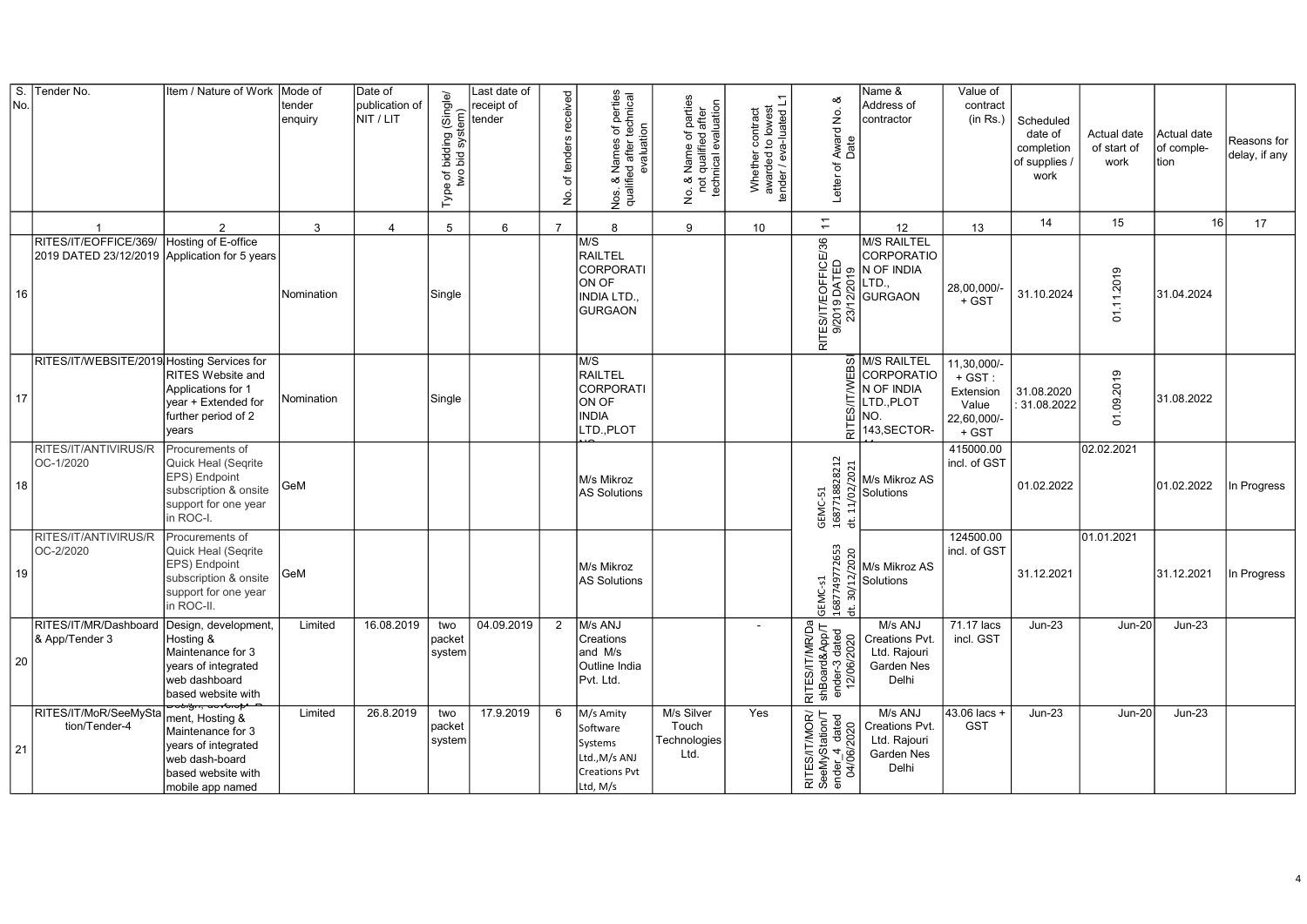| S. No. | Tender No. | Item / Nature of Work | Mode of tender enquiry | Date of publication of NIT / LIT | Type of bidding (Single/ two bid system) | Last date of receipt of tender | No. of tenders received | Nos. & Names of perties qualified after technical evaluation | No. & Name of parties not qualified after technical evaluation | Whether contract awarded to lowest tender / eva-luated L1 | Letter of Award No. & Date | Name & Address of contractor | Value of contract (in Rs.) | Scheduled date of completion of supplies / work | Actual date of start of work | Actual date of comple-tion | Reasons for delay, if any |
|---|---|---|---|---|---|---|---|---|---|---|---|---|---|---|---|---|---|
| | 1 | 2 | 3 | 4 | 5 | 6 | 7 | 8 | 9 | 10 | 11 | 12 | 13 | 14 | 15 | 16 | 17 |
| 16 | RITES/IT/EOFFICE/369/ 2019 DATED 23/12/2019 | Hosting of E-office Application for 5 years | Nomination | | Single | | | M/S RAILTEL CORPORATION OF INDIA LTD., GURGAON | | | RITES/IT/EOFFICE/369/2019 DATED 23/12/2019 | M/S RAILTEL CORPORATION OF INDIA LTD., GURGAON | 28,00,000/- + GST | 31.10.2024 | 01.11.2019 | 31.04.2024 | |
| 17 | RITES/IT/WEBSITE/2019 | Hosting Services for RITES Website and Applications for 1 year + Extended for further period of 2 years | Nomination | | Single | | | M/S RAILTEL CORPORATION OF INDIA LTD.,PLOT NO. | | | RITES/IT/WEBS | M/S RAILTEL CORPORATION OF INDIA LTD.,PLOT NO. 143,SECTOR- | 11,30,000/- + GST : Extension Value 22,60,000/- + GST | 31.08.2020 : 31.08.2022 | 01.09.2019 | 31.08.2022 | |
| 18 | RITES/IT/ANTIVIRUS/ROC-1/2020 | Procurements of Quick Heal (Seqrite EPS) Endpoint subscription & onsite support for one year in ROC-I. | GeM | | | | | M/s Mikroz AS Solutions | | | GEMC-51 168771882821 2 dt. 11/02/2021 | M/s Mikroz AS Solutions | 415000.00 incl. of GST | 01.02.2022 | 02.02.2021 | 01.02.2022 | In Progress |
| 19 | RITES/IT/ANTIVIRUS/ROC-2/2020 | Procurements of Quick Heal (Seqrite EPS) Endpoint subscription & onsite support for one year in ROC-II. | GeM | | | | | M/s Mikroz AS Solutions | | | GEMC-51 168774997265 3 dt. 30/12/2020 | M/s Mikroz AS Solutions | 124500.00 incl. of GST | 31.12.2021 | 01.01.2021 | 31.12.2021 | In Progress |
| 20 | RITES/IT/MR/Dashboard & App/Tender 3 | Design, development, Hosting & Maintenance for 3 years of integrated web dashboard based website with | Limited | 16.08.2019 | two packet system | 04.09.2019 | 2 | M/s ANJ Creations and M/s Outline India Pvt. Ltd. | | - | RITES/IT/MR/DashBoard&App/Tender-3 dated 12/06/2020 | M/s ANJ Creations Pvt. Ltd. Rajouri Garden Nes Delhi | 71.17 lacs incl. GST | Jun-23 | Jun-20 | Jun-23 | |
| 21 | RITES/IT/MoR/SeeMyStation/Tender-4 | Design, develop-ment, Hosting & Maintenance for 3 years of integrated web dash-board based website with mobile app named | Limited | 26.8.2019 | two packet system | 17.9.2019 | 6 | M/s Amity Software Systems Ltd.,M/s ANJ Creations Pvt Ltd, M/s | M/s Silver Touch Technologies Ltd. | Yes | RITES/IT/MOR/SeeMyStation/Tender_4 dated 04/06/2020 | M/s ANJ Creations Pvt. Ltd. Rajouri Garden Nes Delhi | 43.06 lacs + GST | Jun-23 | Jun-20 | Jun-23 | |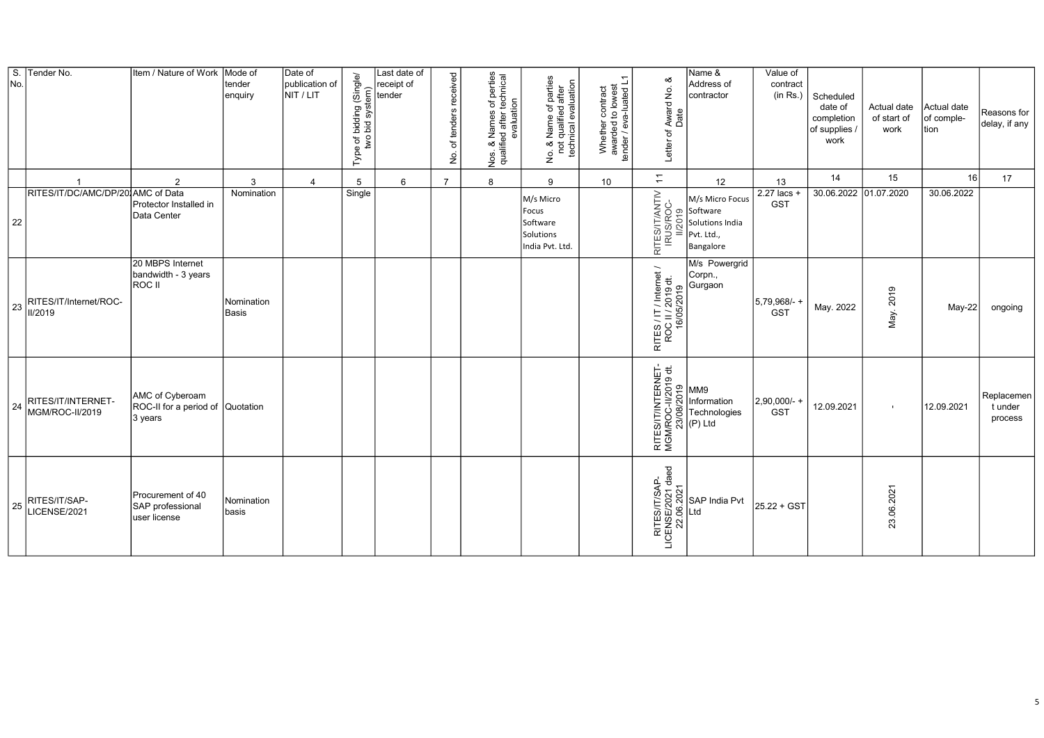| S. No. | Tender No. | Item / Nature of Work | Mode of tender enquiry | Date of publication of NIT / LIT | Type of bidding (Single/ two bid system) | Last date of receipt of tender | No. of tenders received | Nos. & Names of perties qualified after technical evaluation | No. & Name of parties not qualified after technical evaluation | Whether contract awarded to lowest tender / eva-luated L1 | Letter of Award No. & Date | Name & Address of contractor | Value of contract (in Rs.) | Scheduled date of completion of supplies / work | Actual date of start of work | Actual date of comple-tion | Reasons for delay, if any |
|---|---|---|---|---|---|---|---|---|---|---|---|---|---|---|---|---|---|
| | 1 | 2 | 3 | 4 | 5 | 6 | 7 | 8 | 9 | 10 | 11 | 12 | 13 | 14 | 15 | 16 | 17 |
| 22 | RITES/IT/DC/AMC/DP/20 | AMC of Data Protector Installed in Data Center | Nomination | | Single | | | | M/s Micro Focus Software Solutions India Pvt. Ltd. | | RITES/IT/ANTIV IRUS/ROC-II/2019 | M/s Micro Focus Software Solutions India Pvt. Ltd., Bangalore | 2.27 lacs + GST | 30.06.2022 | 01.07.2020 | 30.06.2022 | |
| 23 | RITES/IT/Internet/ROC-II/2019 | 20 MBPS Internet bandwidth - 3 years ROC II | Nomination Basis | | | | | | | | RITES / IT / Internet / ROC II / 2019 dt. 16/05/2019 | M/s Powergrid Corpn., Gurgaon | 5,79,968/- + GST | May. 2022 | May. 2019 | May-22 | ongoing |
| 24 | RITES/IT/INTERNET-MGM/ROC-II/2019 | AMC of Cyberoam ROC-II for a period of 3 years | Quotation | | | | | | | | RITES/IT/INTERNET-MGM/ROC-II/2019 dt. 23/08/2019 | MM9 Information Technologies (P) Ltd | 2,90,000/- + GST | 12.09.2021 | - | 12.09.2021 | Replacement under process |
| 25 | RITES/IT/SAP-LICENSE/2021 | Procurement of 40 SAP professional user license | Nomination basis | | | | | | | | RITES/IT/SAP-LICENSE/2021 daed 22.06.2021 | SAP India Pvt Ltd | 25.22 + GST | | 23.06.2021 | | |